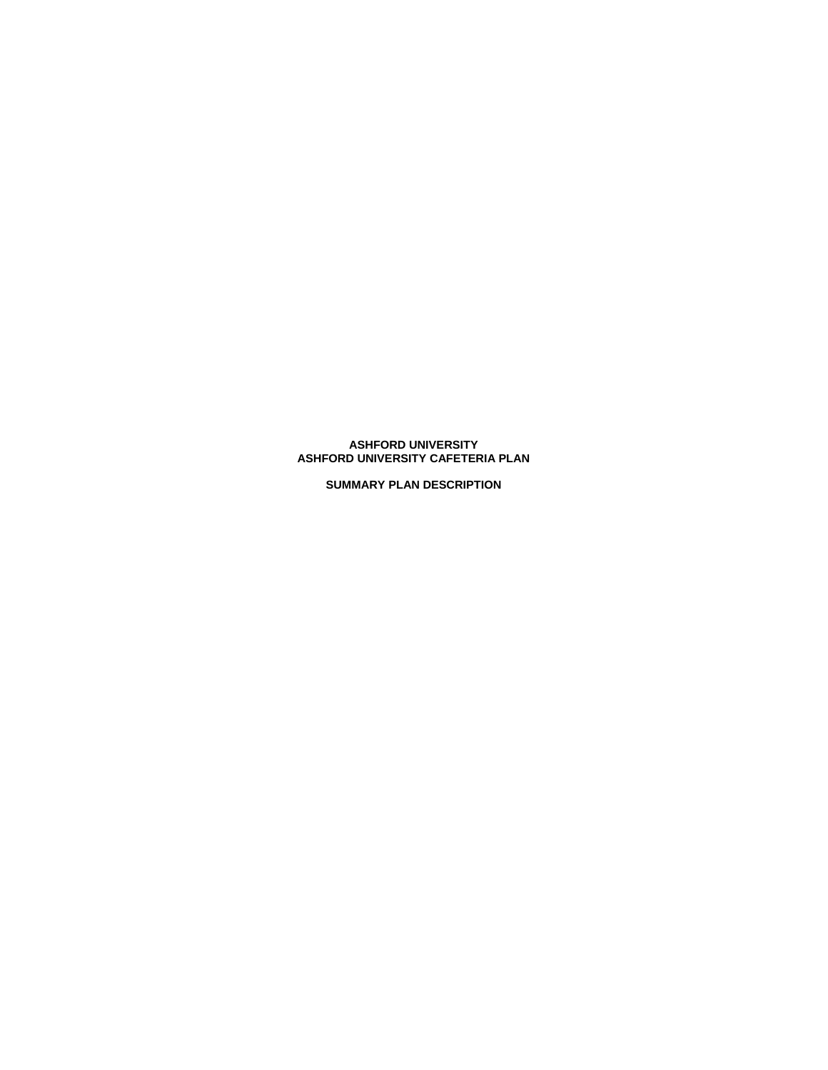**ASHFORD UNIVERSITY**
**ASHFORD UNIVERSITY CAFETERIA PLAN**

**SUMMARY PLAN DESCRIPTION**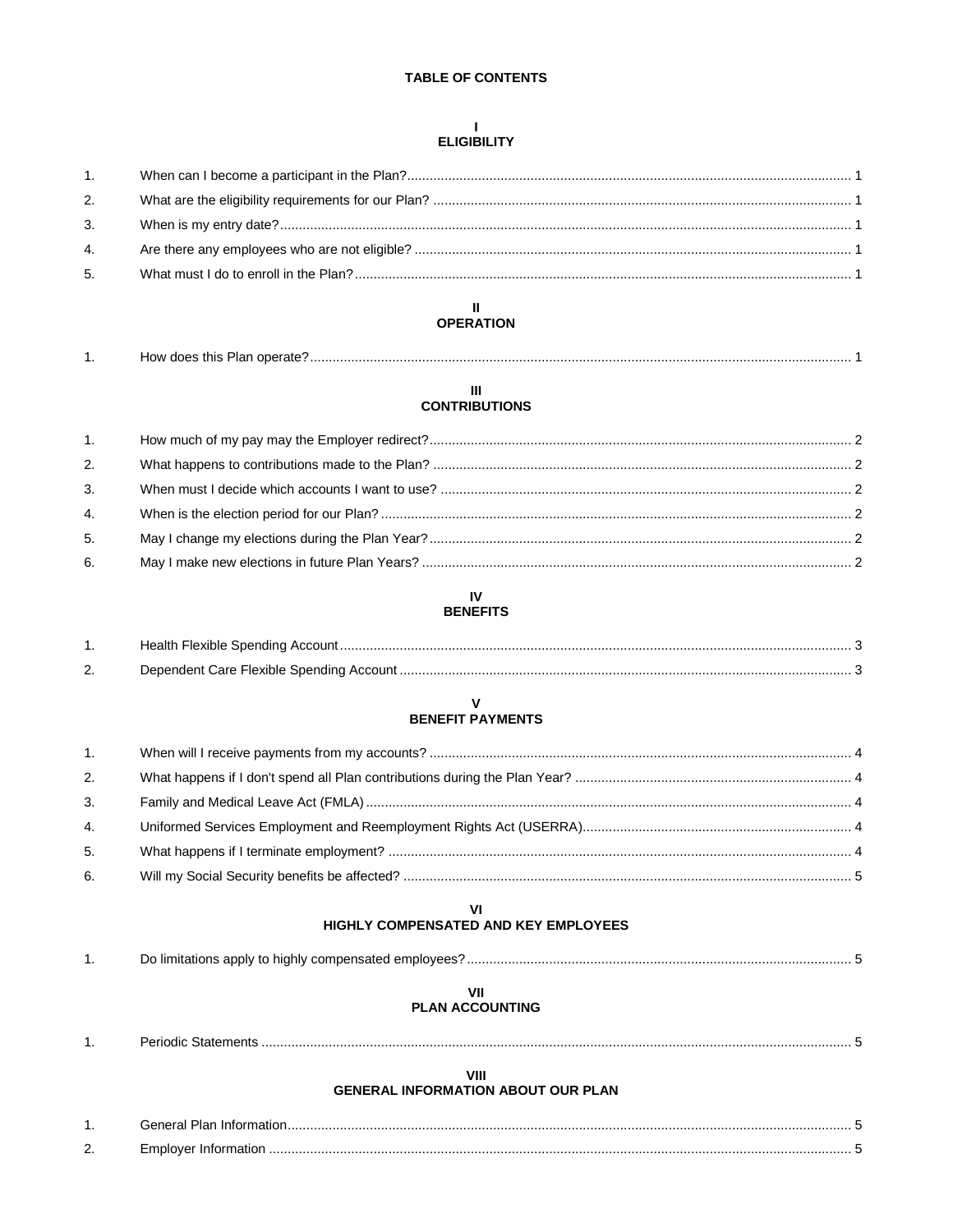# TABLE OF CONTENTS

## I
## ELIGIBILITY

1. When can I become a participant in the Plan? ..... 1
2. What are the eligibility requirements for our Plan? ..... 1
3. When is my entry date? ..... 1
4. Are there any employees who are not eligible? ..... 1
5. What must I do to enroll in the Plan? ..... 1

## II
## OPERATION

1. How does this Plan operate? ..... 1

## III
## CONTRIBUTIONS

1. How much of my pay may the Employer redirect? ..... 2
2. What happens to contributions made to the Plan? ..... 2
3. When must I decide which accounts I want to use? ..... 2
4. When is the election period for our Plan? ..... 2
5. May I change my elections during the Plan Year? ..... 2
6. May I make new elections in future Plan Years? ..... 2

## IV
## BENEFITS

1. Health Flexible Spending Account ..... 3
2. Dependent Care Flexible Spending Account ..... 3

## V
## BENEFIT PAYMENTS

1. When will I receive payments from my accounts? ..... 4
2. What happens if I don't spend all Plan contributions during the Plan Year? ..... 4
3. Family and Medical Leave Act (FMLA) ..... 4
4. Uniformed Services Employment and Reemployment Rights Act (USERRA) ..... 4
5. What happens if I terminate employment? ..... 4
6. Will my Social Security benefits be affected? ..... 5

## VI
## HIGHLY COMPENSATED AND KEY EMPLOYEES

1. Do limitations apply to highly compensated employees? ..... 5

## VII
## PLAN ACCOUNTING

1. Periodic Statements ..... 5

## VIII
## GENERAL INFORMATION ABOUT OUR PLAN

1. General Plan Information ..... 5
2. Employer Information ..... 5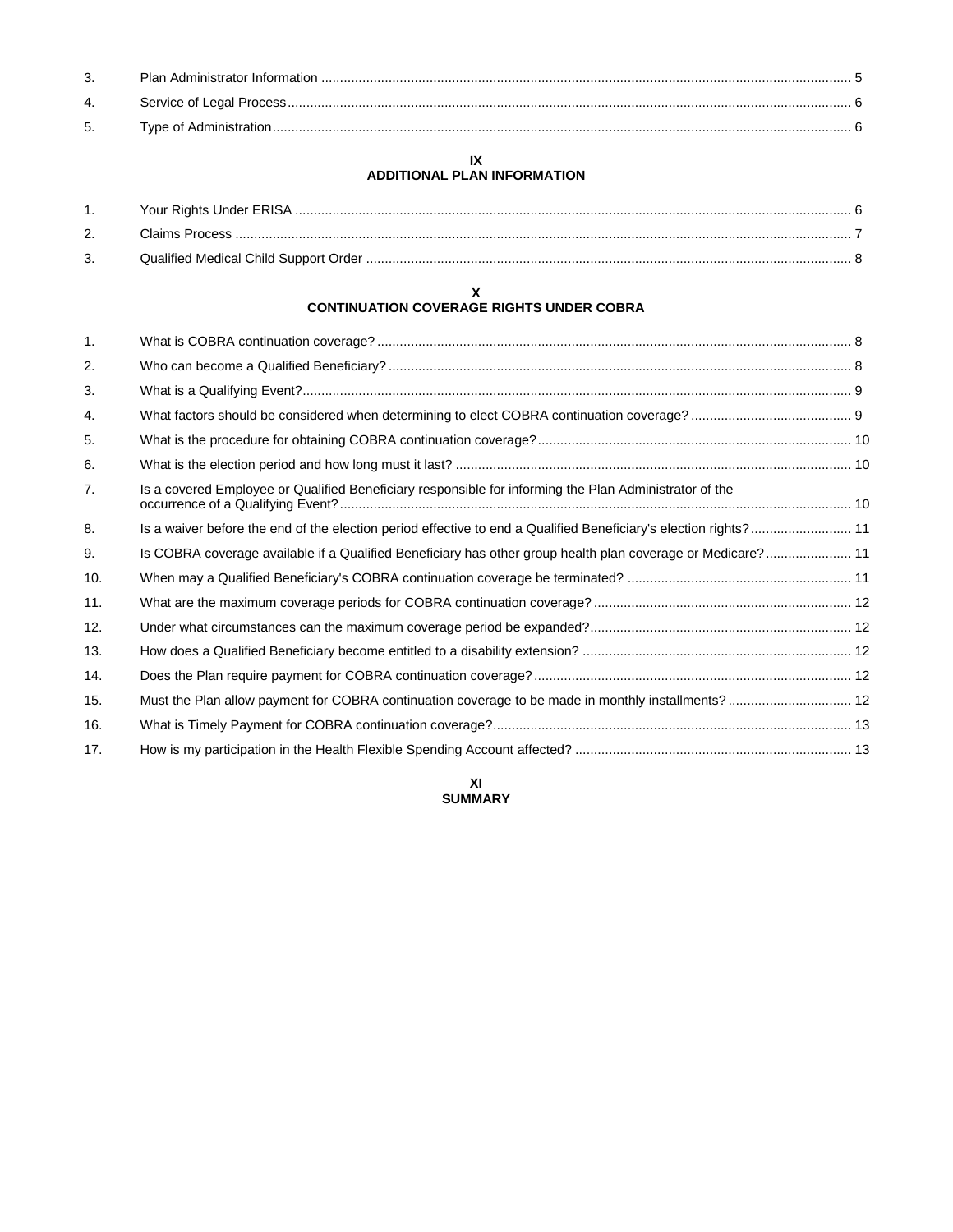| | | |
|---|---|---|
| 3. | Plan Administrator Information | 5 |
| 4. | Service of Legal Process | 6 |
| 5. | Type of Administration | 6 |

## IX
## ADDITIONAL PLAN INFORMATION

| | | |
|---|---|---|
| 1. | Your Rights Under ERISA | 6 |
| 2. | Claims Process | 7 |
| 3. | Qualified Medical Child Support Order | 8 |

## X
## CONTINUATION COVERAGE RIGHTS UNDER COBRA

| | | |
|---|---|---|
| 1. | What is COBRA continuation coverage? | 8 |
| 2. | Who can become a Qualified Beneficiary? | 8 |
| 3. | What is a Qualifying Event? | 9 |
| 4. | What factors should be considered when determining to elect COBRA continuation coverage? | 9 |
| 5. | What is the procedure for obtaining COBRA continuation coverage? | 10 |
| 6. | What is the election period and how long must it last? | 10 |
| 7. | Is a covered Employee or Qualified Beneficiary responsible for informing the Plan Administrator of the occurrence of a Qualifying Event? | 10 |
| 8. | Is a waiver before the end of the election period effective to end a Qualified Beneficiary's election rights? | 11 |
| 9. | Is COBRA coverage available if a Qualified Beneficiary has other group health plan coverage or Medicare? | 11 |
| 10. | When may a Qualified Beneficiary's COBRA continuation coverage be terminated? | 11 |
| 11. | What are the maximum coverage periods for COBRA continuation coverage? | 12 |
| 12. | Under what circumstances can the maximum coverage period be expanded? | 12 |
| 13. | How does a Qualified Beneficiary become entitled to a disability extension? | 12 |
| 14. | Does the Plan require payment for COBRA continuation coverage? | 12 |
| 15. | Must the Plan allow payment for COBRA continuation coverage to be made in monthly installments? | 12 |
| 16. | What is Timely Payment for COBRA continuation coverage? | 13 |
| 17. | How is my participation in the Health Flexible Spending Account affected? | 13 |

## XI
## SUMMARY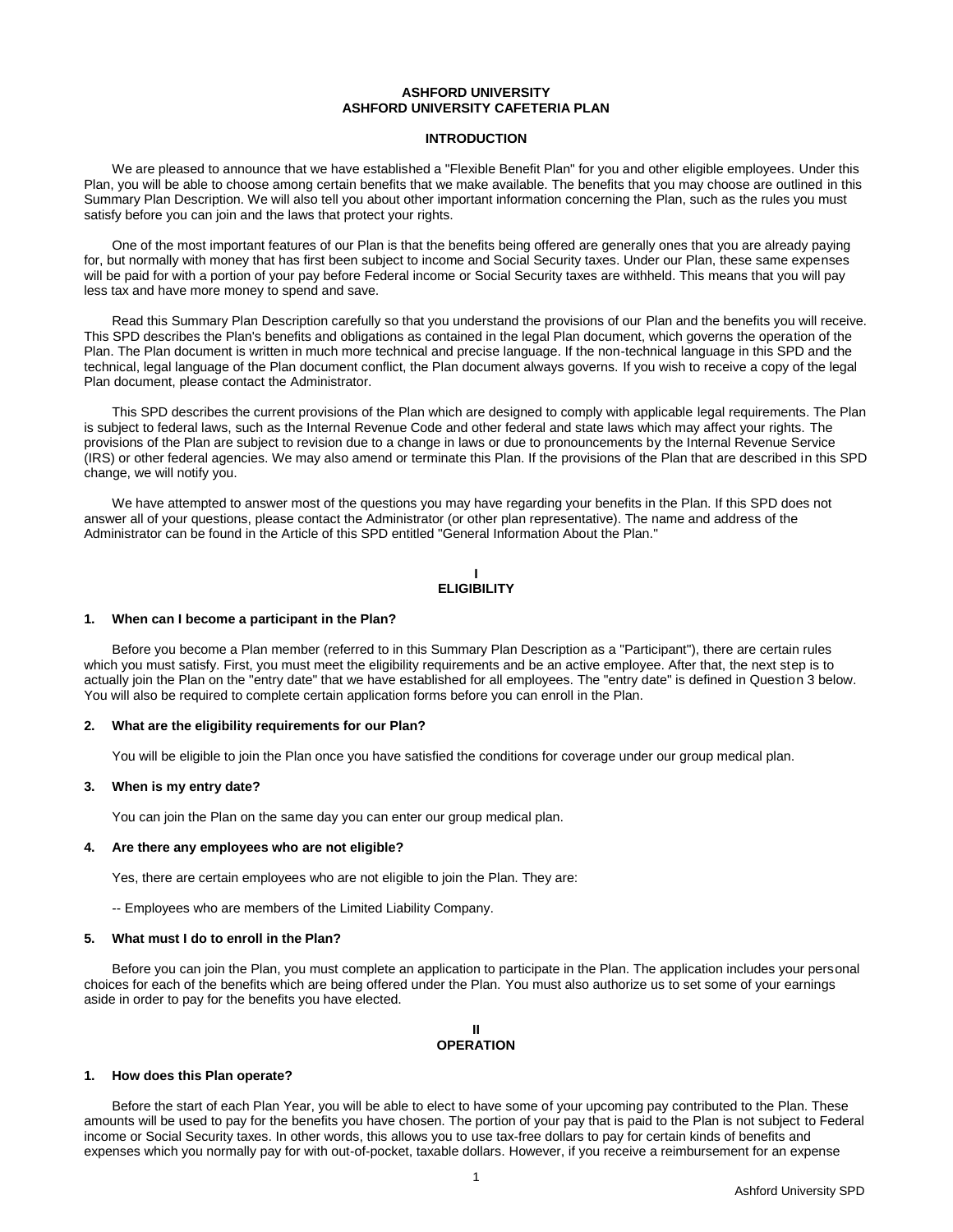**ASHFORD UNIVERSITY**
**ASHFORD UNIVERSITY CAFETERIA PLAN**

## INTRODUCTION

We are pleased to announce that we have established a "Flexible Benefit Plan" for you and other eligible employees. Under this Plan, you will be able to choose among certain benefits that we make available. The benefits that you may choose are outlined in this Summary Plan Description. We will also tell you about other important information concerning the Plan, such as the rules you must satisfy before you can join and the laws that protect your rights.

One of the most important features of our Plan is that the benefits being offered are generally ones that you are already paying for, but normally with money that has first been subject to income and Social Security taxes. Under our Plan, these same expenses will be paid for with a portion of your pay before Federal income or Social Security taxes are withheld. This means that you will pay less tax and have more money to spend and save.

Read this Summary Plan Description carefully so that you understand the provisions of our Plan and the benefits you will receive. This SPD describes the Plan's benefits and obligations as contained in the legal Plan document, which governs the operation of the Plan. The Plan document is written in much more technical and precise language. If the non-technical language in this SPD and the technical, legal language of the Plan document conflict, the Plan document always governs. If you wish to receive a copy of the legal Plan document, please contact the Administrator.

This SPD describes the current provisions of the Plan which are designed to comply with applicable legal requirements. The Plan is subject to federal laws, such as the Internal Revenue Code and other federal and state laws which may affect your rights. The provisions of the Plan are subject to revision due to a change in laws or due to pronouncements by the Internal Revenue Service (IRS) or other federal agencies. We may also amend or terminate this Plan. If the provisions of the Plan that are described in this SPD change, we will notify you.

We have attempted to answer most of the questions you may have regarding your benefits in the Plan. If this SPD does not answer all of your questions, please contact the Administrator (or other plan representative). The name and address of the Administrator can be found in the Article of this SPD entitled "General Information About the Plan."

## I
## ELIGIBILITY

**1. When can I become a participant in the Plan?**

Before you become a Plan member (referred to in this Summary Plan Description as a "Participant"), there are certain rules which you must satisfy. First, you must meet the eligibility requirements and be an active employee. After that, the next step is to actually join the Plan on the "entry date" that we have established for all employees. The "entry date" is defined in Question 3 below. You will also be required to complete certain application forms before you can enroll in the Plan.

**2. What are the eligibility requirements for our Plan?**

You will be eligible to join the Plan once you have satisfied the conditions for coverage under our group medical plan.

**3. When is my entry date?**

You can join the Plan on the same day you can enter our group medical plan.

**4. Are there any employees who are not eligible?**

Yes, there are certain employees who are not eligible to join the Plan. They are:

-- Employees who are members of the Limited Liability Company.

**5. What must I do to enroll in the Plan?**

Before you can join the Plan, you must complete an application to participate in the Plan. The application includes your personal choices for each of the benefits which are being offered under the Plan. You must also authorize us to set some of your earnings aside in order to pay for the benefits you have elected.

## II
## OPERATION

**1. How does this Plan operate?**

Before the start of each Plan Year, you will be able to elect to have some of your upcoming pay contributed to the Plan. These amounts will be used to pay for the benefits you have chosen. The portion of your pay that is paid to the Plan is not subject to Federal income or Social Security taxes. In other words, this allows you to use tax-free dollars to pay for certain kinds of benefits and expenses which you normally pay for with out-of-pocket, taxable dollars. However, if you receive a reimbursement for an expense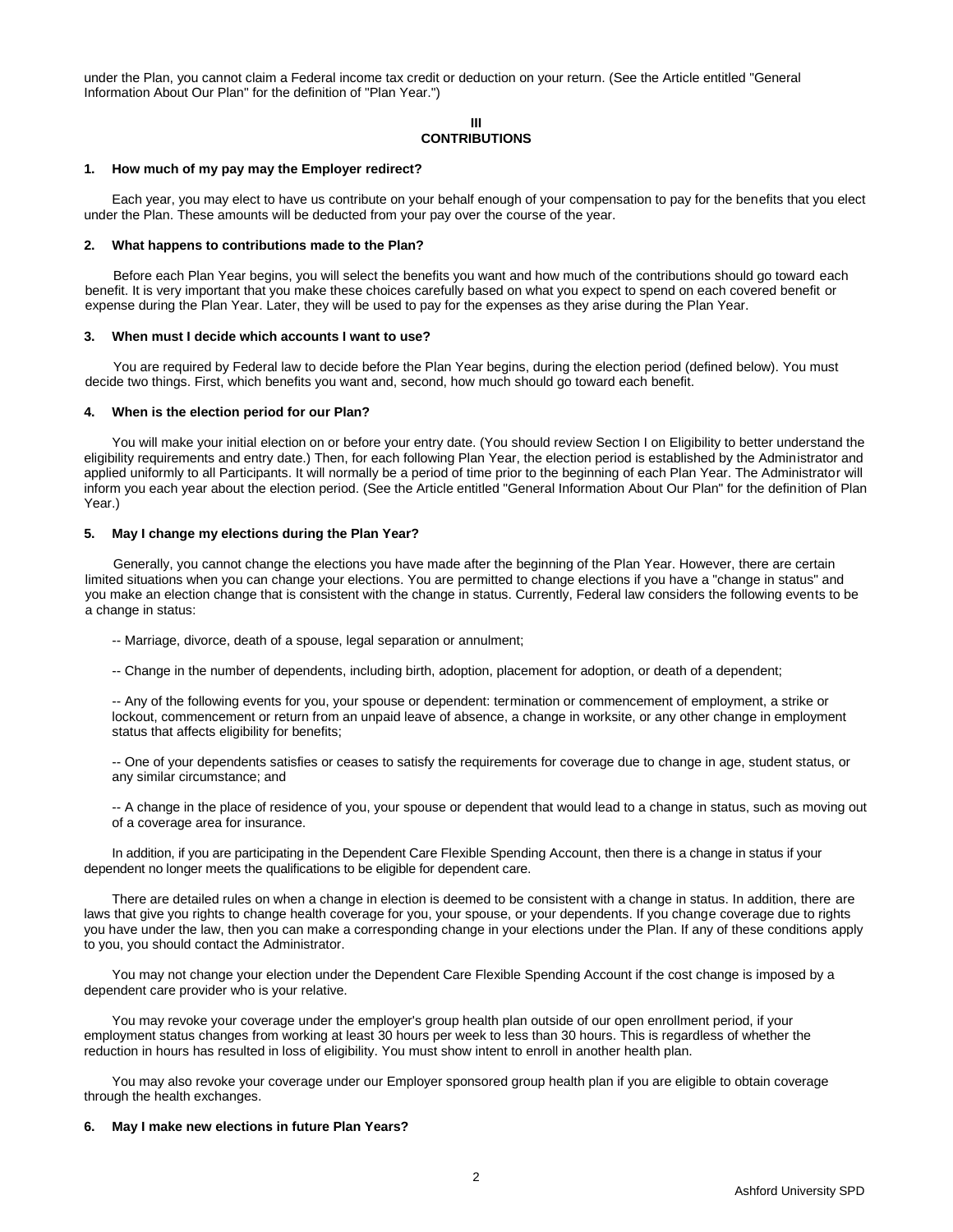under the Plan, you cannot claim a Federal income tax credit or deduction on your return. (See the Article entitled "General Information About Our Plan" for the definition of "Plan Year.")

## III
## CONTRIBUTIONS

### 1. How much of my pay may the Employer redirect?

Each year, you may elect to have us contribute on your behalf enough of your compensation to pay for the benefits that you elect under the Plan. These amounts will be deducted from your pay over the course of the year.

### 2. What happens to contributions made to the Plan?

Before each Plan Year begins, you will select the benefits you want and how much of the contributions should go toward each benefit. It is very important that you make these choices carefully based on what you expect to spend on each covered benefit or expense during the Plan Year. Later, they will be used to pay for the expenses as they arise during the Plan Year.

### 3. When must I decide which accounts I want to use?

You are required by Federal law to decide before the Plan Year begins, during the election period (defined below). You must decide two things. First, which benefits you want and, second, how much should go toward each benefit.

### 4. When is the election period for our Plan?

You will make your initial election on or before your entry date. (You should review Section I on Eligibility to better understand the eligibility requirements and entry date.) Then, for each following Plan Year, the election period is established by the Administrator and applied uniformly to all Participants. It will normally be a period of time prior to the beginning of each Plan Year. The Administrator will inform you each year about the election period. (See the Article entitled "General Information About Our Plan" for the definition of Plan Year.)

### 5. May I change my elections during the Plan Year?

Generally, you cannot change the elections you have made after the beginning of the Plan Year. However, there are certain limited situations when you can change your elections. You are permitted to change elections if you have a "change in status" and you make an election change that is consistent with the change in status. Currently, Federal law considers the following events to be a change in status:

-- Marriage, divorce, death of a spouse, legal separation or annulment;

-- Change in the number of dependents, including birth, adoption, placement for adoption, or death of a dependent;

-- Any of the following events for you, your spouse or dependent: termination or commencement of employment, a strike or lockout, commencement or return from an unpaid leave of absence, a change in worksite, or any other change in employment status that affects eligibility for benefits;

-- One of your dependents satisfies or ceases to satisfy the requirements for coverage due to change in age, student status, or any similar circumstance; and

-- A change in the place of residence of you, your spouse or dependent that would lead to a change in status, such as moving out of a coverage area for insurance.

In addition, if you are participating in the Dependent Care Flexible Spending Account, then there is a change in status if your dependent no longer meets the qualifications to be eligible for dependent care.

There are detailed rules on when a change in election is deemed to be consistent with a change in status. In addition, there are laws that give you rights to change health coverage for you, your spouse, or your dependents. If you change coverage due to rights you have under the law, then you can make a corresponding change in your elections under the Plan. If any of these conditions apply to you, you should contact the Administrator.

You may not change your election under the Dependent Care Flexible Spending Account if the cost change is imposed by a dependent care provider who is your relative.

You may revoke your coverage under the employer's group health plan outside of our open enrollment period, if your employment status changes from working at least 30 hours per week to less than 30 hours. This is regardless of whether the reduction in hours has resulted in loss of eligibility. You must show intent to enroll in another health plan.

You may also revoke your coverage under our Employer sponsored group health plan if you are eligible to obtain coverage through the health exchanges.

### 6. May I make new elections in future Plan Years?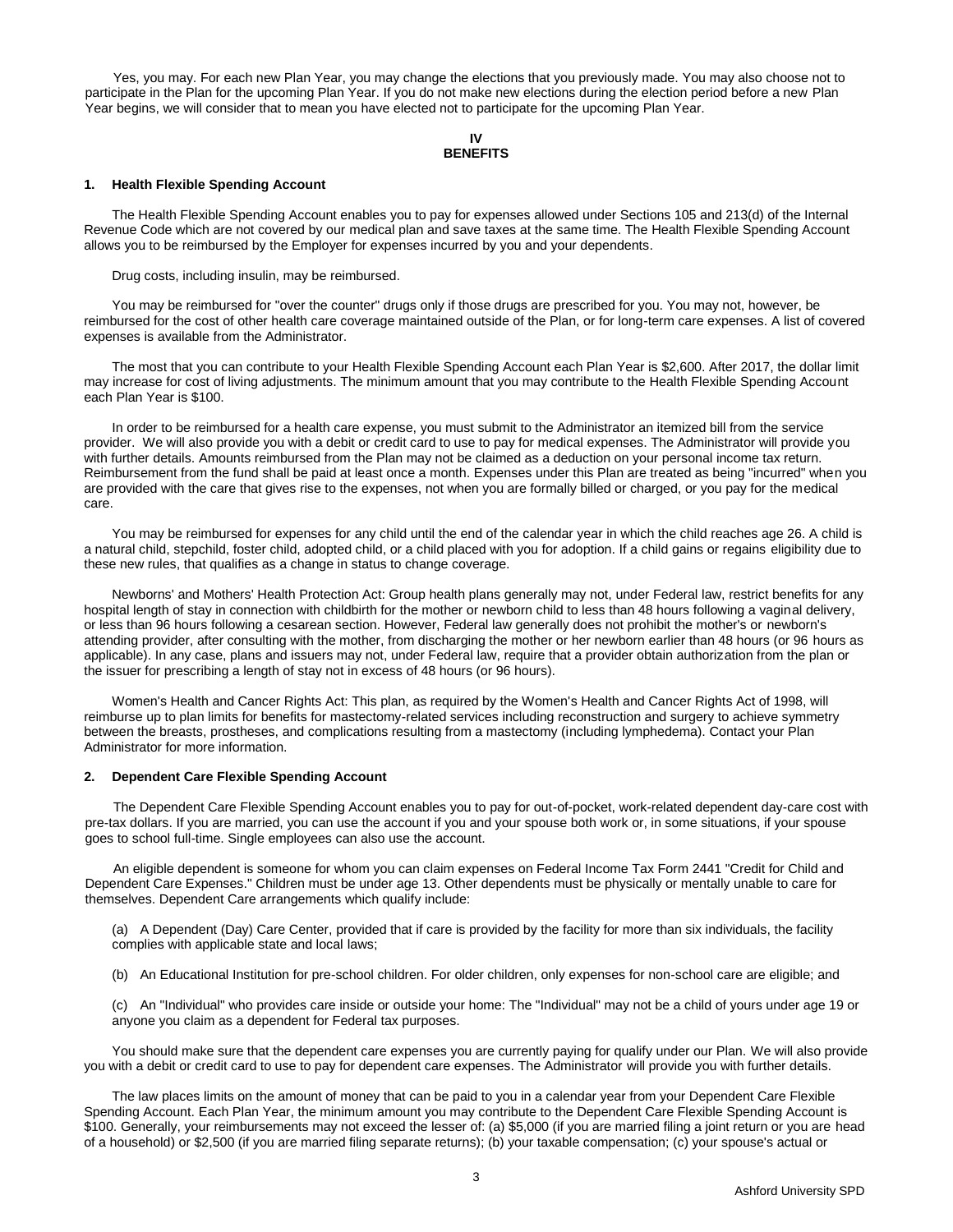Yes, you may. For each new Plan Year, you may change the elections that you previously made. You may also choose not to participate in the Plan for the upcoming Plan Year. If you do not make new elections during the election period before a new Plan Year begins, we will consider that to mean you have elected not to participate for the upcoming Plan Year.

## IV
## BENEFITS

### 1. Health Flexible Spending Account

The Health Flexible Spending Account enables you to pay for expenses allowed under Sections 105 and 213(d) of the Internal Revenue Code which are not covered by our medical plan and save taxes at the same time. The Health Flexible Spending Account allows you to be reimbursed by the Employer for expenses incurred by you and your dependents.

Drug costs, including insulin, may be reimbursed.

You may be reimbursed for "over the counter" drugs only if those drugs are prescribed for you. You may not, however, be reimbursed for the cost of other health care coverage maintained outside of the Plan, or for long-term care expenses. A list of covered expenses is available from the Administrator.

The most that you can contribute to your Health Flexible Spending Account each Plan Year is $2,600. After 2017, the dollar limit may increase for cost of living adjustments. The minimum amount that you may contribute to the Health Flexible Spending Account each Plan Year is $100.

In order to be reimbursed for a health care expense, you must submit to the Administrator an itemized bill from the service provider. We will also provide you with a debit or credit card to use to pay for medical expenses. The Administrator will provide you with further details. Amounts reimbursed from the Plan may not be claimed as a deduction on your personal income tax return. Reimbursement from the fund shall be paid at least once a month. Expenses under this Plan are treated as being "incurred" when you are provided with the care that gives rise to the expenses, not when you are formally billed or charged, or you pay for the medical care.

You may be reimbursed for expenses for any child until the end of the calendar year in which the child reaches age 26. A child is a natural child, stepchild, foster child, adopted child, or a child placed with you for adoption. If a child gains or regains eligibility due to these new rules, that qualifies as a change in status to change coverage.

Newborns' and Mothers' Health Protection Act: Group health plans generally may not, under Federal law, restrict benefits for any hospital length of stay in connection with childbirth for the mother or newborn child to less than 48 hours following a vaginal delivery, or less than 96 hours following a cesarean section. However, Federal law generally does not prohibit the mother's or newborn's attending provider, after consulting with the mother, from discharging the mother or her newborn earlier than 48 hours (or 96 hours as applicable). In any case, plans and issuers may not, under Federal law, require that a provider obtain authorization from the plan or the issuer for prescribing a length of stay not in excess of 48 hours (or 96 hours).

Women's Health and Cancer Rights Act: This plan, as required by the Women's Health and Cancer Rights Act of 1998, will reimburse up to plan limits for benefits for mastectomy-related services including reconstruction and surgery to achieve symmetry between the breasts, prostheses, and complications resulting from a mastectomy (including lymphedema). Contact your Plan Administrator for more information.

### 2. Dependent Care Flexible Spending Account

The Dependent Care Flexible Spending Account enables you to pay for out-of-pocket, work-related dependent day-care cost with pre-tax dollars. If you are married, you can use the account if you and your spouse both work or, in some situations, if your spouse goes to school full-time. Single employees can also use the account.

An eligible dependent is someone for whom you can claim expenses on Federal Income Tax Form 2441 "Credit for Child and Dependent Care Expenses." Children must be under age 13. Other dependents must be physically or mentally unable to care for themselves. Dependent Care arrangements which qualify include:

(a) A Dependent (Day) Care Center, provided that if care is provided by the facility for more than six individuals, the facility complies with applicable state and local laws;

(b) An Educational Institution for pre-school children. For older children, only expenses for non-school care are eligible; and

(c) An "Individual" who provides care inside or outside your home: The "Individual" may not be a child of yours under age 19 or anyone you claim as a dependent for Federal tax purposes.

You should make sure that the dependent care expenses you are currently paying for qualify under our Plan. We will also provide you with a debit or credit card to use to pay for dependent care expenses. The Administrator will provide you with further details.

The law places limits on the amount of money that can be paid to you in a calendar year from your Dependent Care Flexible Spending Account. Each Plan Year, the minimum amount you may contribute to the Dependent Care Flexible Spending Account is $100. Generally, your reimbursements may not exceed the lesser of: (a) $5,000 (if you are married filing a joint return or you are head of a household) or $2,500 (if you are married filing separate returns); (b) your taxable compensation; (c) your spouse's actual or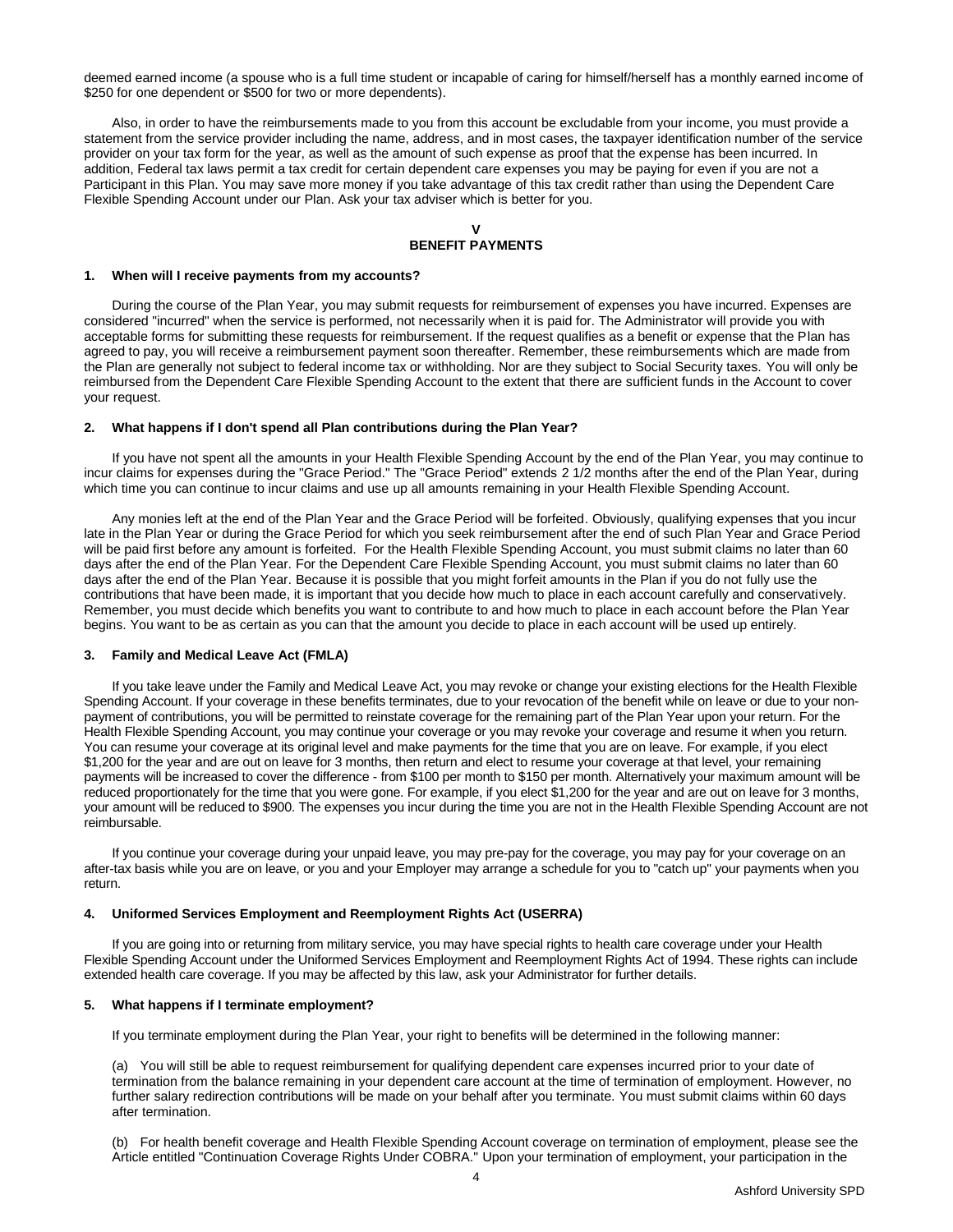deemed earned income (a spouse who is a full time student or incapable of caring for himself/herself has a monthly earned income of $250 for one dependent or $500 for two or more dependents).

Also, in order to have the reimbursements made to you from this account be excludable from your income, you must provide a statement from the service provider including the name, address, and in most cases, the taxpayer identification number of the service provider on your tax form for the year, as well as the amount of such expense as proof that the expense has been incurred. In addition, Federal tax laws permit a tax credit for certain dependent care expenses you may be paying for even if you are not a Participant in this Plan. You may save more money if you take advantage of this tax credit rather than using the Dependent Care Flexible Spending Account under our Plan. Ask your tax adviser which is better for you.

## V
## BENEFIT PAYMENTS

**1. When will I receive payments from my accounts?**

During the course of the Plan Year, you may submit requests for reimbursement of expenses you have incurred. Expenses are considered "incurred" when the service is performed, not necessarily when it is paid for. The Administrator will provide you with acceptable forms for submitting these requests for reimbursement. If the request qualifies as a benefit or expense that the Plan has agreed to pay, you will receive a reimbursement payment soon thereafter. Remember, these reimbursements which are made from the Plan are generally not subject to federal income tax or withholding. Nor are they subject to Social Security taxes. You will only be reimbursed from the Dependent Care Flexible Spending Account to the extent that there are sufficient funds in the Account to cover your request.

**2. What happens if I don't spend all Plan contributions during the Plan Year?**

If you have not spent all the amounts in your Health Flexible Spending Account by the end of the Plan Year, you may continue to incur claims for expenses during the "Grace Period." The "Grace Period" extends 2 1/2 months after the end of the Plan Year, during which time you can continue to incur claims and use up all amounts remaining in your Health Flexible Spending Account.

Any monies left at the end of the Plan Year and the Grace Period will be forfeited. Obviously, qualifying expenses that you incur late in the Plan Year or during the Grace Period for which you seek reimbursement after the end of such Plan Year and Grace Period will be paid first before any amount is forfeited. For the Health Flexible Spending Account, you must submit claims no later than 60 days after the end of the Plan Year. For the Dependent Care Flexible Spending Account, you must submit claims no later than 60 days after the end of the Plan Year. Because it is possible that you might forfeit amounts in the Plan if you do not fully use the contributions that have been made, it is important that you decide how much to place in each account carefully and conservatively. Remember, you must decide which benefits you want to contribute to and how much to place in each account before the Plan Year begins. You want to be as certain as you can that the amount you decide to place in each account will be used up entirely.

**3. Family and Medical Leave Act (FMLA)**

If you take leave under the Family and Medical Leave Act, you may revoke or change your existing elections for the Health Flexible Spending Account. If your coverage in these benefits terminates, due to your revocation of the benefit while on leave or due to your non-payment of contributions, you will be permitted to reinstate coverage for the remaining part of the Plan Year upon your return. For the Health Flexible Spending Account, you may continue your coverage or you may revoke your coverage and resume it when you return. You can resume your coverage at its original level and make payments for the time that you are on leave. For example, if you elect $1,200 for the year and are out on leave for 3 months, then return and elect to resume your coverage at that level, your remaining payments will be increased to cover the difference - from $100 per month to $150 per month. Alternatively your maximum amount will be reduced proportionately for the time that you were gone. For example, if you elect $1,200 for the year and are out on leave for 3 months, your amount will be reduced to $900. The expenses you incur during the time you are not in the Health Flexible Spending Account are not reimbursable.

If you continue your coverage during your unpaid leave, you may pre-pay for the coverage, you may pay for your coverage on an after-tax basis while you are on leave, or you and your Employer may arrange a schedule for you to "catch up" your payments when you return.

**4. Uniformed Services Employment and Reemployment Rights Act (USERRA)**

If you are going into or returning from military service, you may have special rights to health care coverage under your Health Flexible Spending Account under the Uniformed Services Employment and Reemployment Rights Act of 1994. These rights can include extended health care coverage. If you may be affected by this law, ask your Administrator for further details.

**5. What happens if I terminate employment?**

If you terminate employment during the Plan Year, your right to benefits will be determined in the following manner:

(a) You will still be able to request reimbursement for qualifying dependent care expenses incurred prior to your date of termination from the balance remaining in your dependent care account at the time of termination of employment. However, no further salary redirection contributions will be made on your behalf after you terminate. You must submit claims within 60 days after termination.

(b) For health benefit coverage and Health Flexible Spending Account coverage on termination of employment, please see the Article entitled "Continuation Coverage Rights Under COBRA." Upon your termination of employment, your participation in the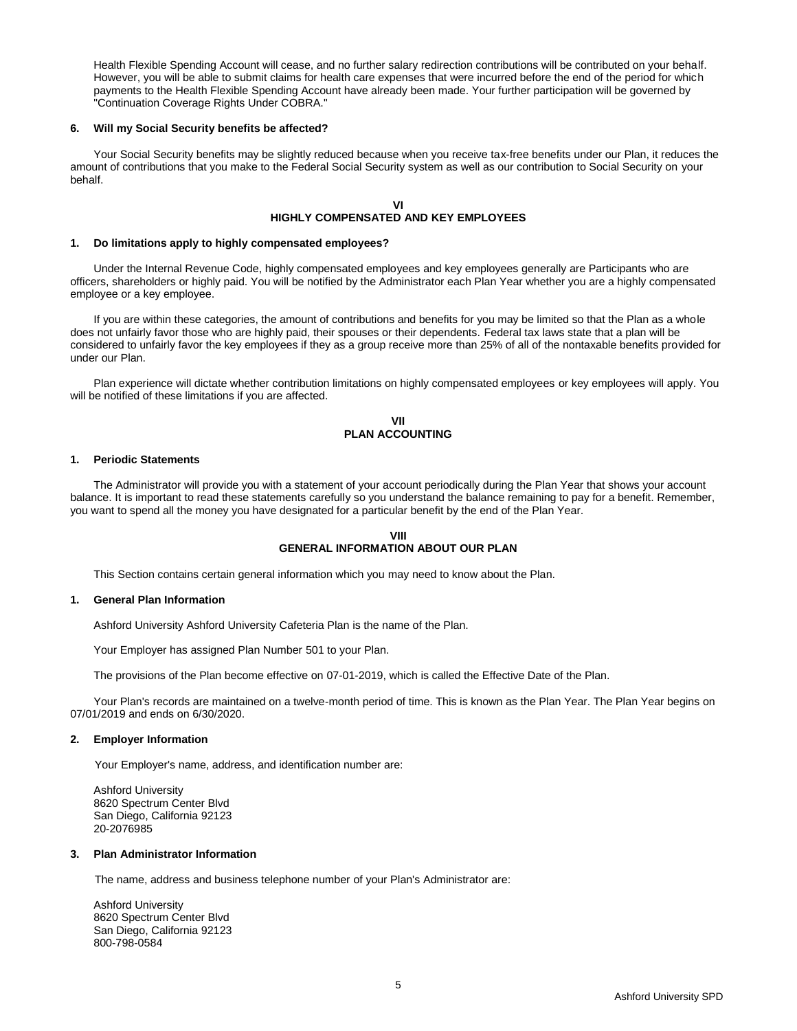Health Flexible Spending Account will cease, and no further salary redirection contributions will be contributed on your behalf. However, you will be able to submit claims for health care expenses that were incurred before the end of the period for which payments to the Health Flexible Spending Account have already been made. Your further participation will be governed by "Continuation Coverage Rights Under COBRA."

**6. Will my Social Security benefits be affected?**

Your Social Security benefits may be slightly reduced because when you receive tax-free benefits under our Plan, it reduces the amount of contributions that you make to the Federal Social Security system as well as our contribution to Social Security on your behalf.

## VI
## HIGHLY COMPENSATED AND KEY EMPLOYEES

**1. Do limitations apply to highly compensated employees?**

Under the Internal Revenue Code, highly compensated employees and key employees generally are Participants who are officers, shareholders or highly paid. You will be notified by the Administrator each Plan Year whether you are a highly compensated employee or a key employee.

If you are within these categories, the amount of contributions and benefits for you may be limited so that the Plan as a whole does not unfairly favor those who are highly paid, their spouses or their dependents. Federal tax laws state that a plan will be considered to unfairly favor the key employees if they as a group receive more than 25% of all of the nontaxable benefits provided for under our Plan.

Plan experience will dictate whether contribution limitations on highly compensated employees or key employees will apply. You will be notified of these limitations if you are affected.

## VII
## PLAN ACCOUNTING

**1. Periodic Statements**

The Administrator will provide you with a statement of your account periodically during the Plan Year that shows your account balance. It is important to read these statements carefully so you understand the balance remaining to pay for a benefit. Remember, you want to spend all the money you have designated for a particular benefit by the end of the Plan Year.

## VIII
## GENERAL INFORMATION ABOUT OUR PLAN

This Section contains certain general information which you may need to know about the Plan.

**1. General Plan Information**

Ashford University Ashford University Cafeteria Plan is the name of the Plan.

Your Employer has assigned Plan Number 501 to your Plan.

The provisions of the Plan become effective on 07-01-2019, which is called the Effective Date of the Plan.

Your Plan's records are maintained on a twelve-month period of time. This is known as the Plan Year. The Plan Year begins on 07/01/2019 and ends on 6/30/2020.

**2. Employer Information**

Your Employer's name, address, and identification number are:

Ashford University
8620 Spectrum Center Blvd
San Diego, California 92123
20-2076985

**3. Plan Administrator Information**

The name, address and business telephone number of your Plan's Administrator are:

Ashford University
8620 Spectrum Center Blvd
San Diego, California 92123
800-798-0584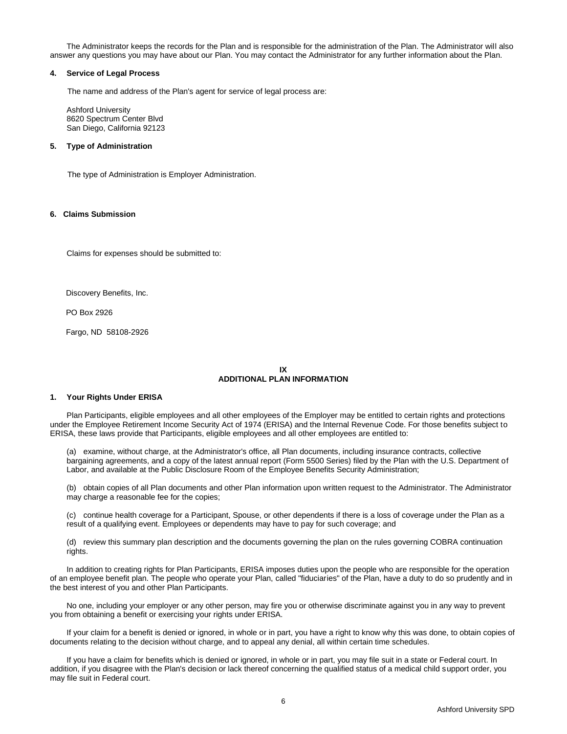The Administrator keeps the records for the Plan and is responsible for the administration of the Plan. The Administrator will also answer any questions you may have about our Plan. You may contact the Administrator for any further information about the Plan.

### 4. Service of Legal Process

The name and address of the Plan's agent for service of legal process are:

Ashford University
8620 Spectrum Center Blvd
San Diego, California 92123

### 5. Type of Administration

The type of Administration is Employer Administration.

### 6. Claims Submission

Claims for expenses should be submitted to:

Discovery Benefits, Inc.

PO Box 2926

Fargo, ND 58108-2926

## IX
## ADDITIONAL PLAN INFORMATION

### 1. Your Rights Under ERISA

Plan Participants, eligible employees and all other employees of the Employer may be entitled to certain rights and protections under the Employee Retirement Income Security Act of 1974 (ERISA) and the Internal Revenue Code. For those benefits subject to ERISA, these laws provide that Participants, eligible employees and all other employees are entitled to:

(a) examine, without charge, at the Administrator's office, all Plan documents, including insurance contracts, collective bargaining agreements, and a copy of the latest annual report (Form 5500 Series) filed by the Plan with the U.S. Department of Labor, and available at the Public Disclosure Room of the Employee Benefits Security Administration;

(b) obtain copies of all Plan documents and other Plan information upon written request to the Administrator. The Administrator may charge a reasonable fee for the copies;

(c) continue health coverage for a Participant, Spouse, or other dependents if there is a loss of coverage under the Plan as a result of a qualifying event. Employees or dependents may have to pay for such coverage; and

(d) review this summary plan description and the documents governing the plan on the rules governing COBRA continuation rights.

In addition to creating rights for Plan Participants, ERISA imposes duties upon the people who are responsible for the operation of an employee benefit plan. The people who operate your Plan, called "fiduciaries" of the Plan, have a duty to do so prudently and in the best interest of you and other Plan Participants.

No one, including your employer or any other person, may fire you or otherwise discriminate against you in any way to prevent you from obtaining a benefit or exercising your rights under ERISA.

If your claim for a benefit is denied or ignored, in whole or in part, you have a right to know why this was done, to obtain copies of documents relating to the decision without charge, and to appeal any denial, all within certain time schedules.

If you have a claim for benefits which is denied or ignored, in whole or in part, you may file suit in a state or Federal court. In addition, if you disagree with the Plan's decision or lack thereof concerning the qualified status of a medical child support order, you may file suit in Federal court.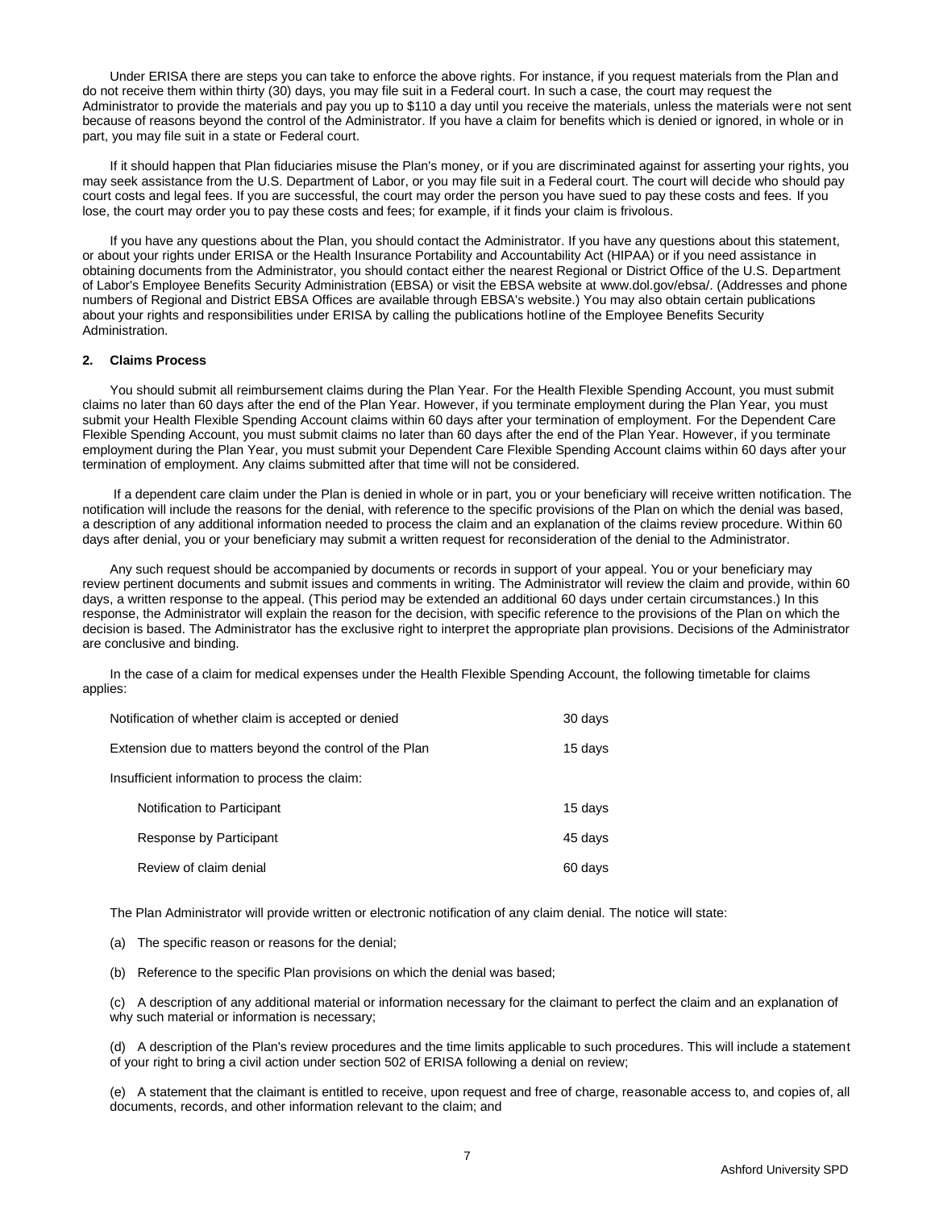Under ERISA there are steps you can take to enforce the above rights. For instance, if you request materials from the Plan and do not receive them within thirty (30) days, you may file suit in a Federal court. In such a case, the court may request the Administrator to provide the materials and pay you up to $110 a day until you receive the materials, unless the materials were not sent because of reasons beyond the control of the Administrator. If you have a claim for benefits which is denied or ignored, in whole or in part, you may file suit in a state or Federal court.

If it should happen that Plan fiduciaries misuse the Plan's money, or if you are discriminated against for asserting your rights, you may seek assistance from the U.S. Department of Labor, or you may file suit in a Federal court. The court will decide who should pay court costs and legal fees. If you are successful, the court may order the person you have sued to pay these costs and fees. If you lose, the court may order you to pay these costs and fees; for example, if it finds your claim is frivolous.

If you have any questions about the Plan, you should contact the Administrator. If you have any questions about this statement, or about your rights under ERISA or the Health Insurance Portability and Accountability Act (HIPAA) or if you need assistance in obtaining documents from the Administrator, you should contact either the nearest Regional or District Office of the U.S. Department of Labor's Employee Benefits Security Administration (EBSA) or visit the EBSA website at www.dol.gov/ebsa/. (Addresses and phone numbers of Regional and District EBSA Offices are available through EBSA's website.) You may also obtain certain publications about your rights and responsibilities under ERISA by calling the publications hotline of the Employee Benefits Security Administration.

### 2. Claims Process

You should submit all reimbursement claims during the Plan Year. For the Health Flexible Spending Account, you must submit claims no later than 60 days after the end of the Plan Year. However, if you terminate employment during the Plan Year, you must submit your Health Flexible Spending Account claims within 60 days after your termination of employment. For the Dependent Care Flexible Spending Account, you must submit claims no later than 60 days after the end of the Plan Year. However, if you terminate employment during the Plan Year, you must submit your Dependent Care Flexible Spending Account claims within 60 days after your termination of employment. Any claims submitted after that time will not be considered.

If a dependent care claim under the Plan is denied in whole or in part, you or your beneficiary will receive written notification. The notification will include the reasons for the denial, with reference to the specific provisions of the Plan on which the denial was based, a description of any additional information needed to process the claim and an explanation of the claims review procedure. Within 60 days after denial, you or your beneficiary may submit a written request for reconsideration of the denial to the Administrator.

Any such request should be accompanied by documents or records in support of your appeal. You or your beneficiary may review pertinent documents and submit issues and comments in writing. The Administrator will review the claim and provide, within 60 days, a written response to the appeal. (This period may be extended an additional 60 days under certain circumstances.) In this response, the Administrator will explain the reason for the decision, with specific reference to the provisions of the Plan on which the decision is based. The Administrator has the exclusive right to interpret the appropriate plan provisions. Decisions of the Administrator are conclusive and binding.

In the case of a claim for medical expenses under the Health Flexible Spending Account, the following timetable for claims applies:

| | |
|---|---|
| Notification of whether claim is accepted or denied | 30 days |
| Extension due to matters beyond the control of the Plan | 15 days |
| Insufficient information to process the claim: | |
| Notification to Participant | 15 days |
| Response by Participant | 45 days |
| Review of claim denial | 60 days |

The Plan Administrator will provide written or electronic notification of any claim denial. The notice will state:

(a) The specific reason or reasons for the denial;

(b) Reference to the specific Plan provisions on which the denial was based;

(c) A description of any additional material or information necessary for the claimant to perfect the claim and an explanation of why such material or information is necessary;

(d) A description of the Plan's review procedures and the time limits applicable to such procedures. This will include a statement of your right to bring a civil action under section 502 of ERISA following a denial on review;

(e) A statement that the claimant is entitled to receive, upon request and free of charge, reasonable access to, and copies of, all documents, records, and other information relevant to the claim; and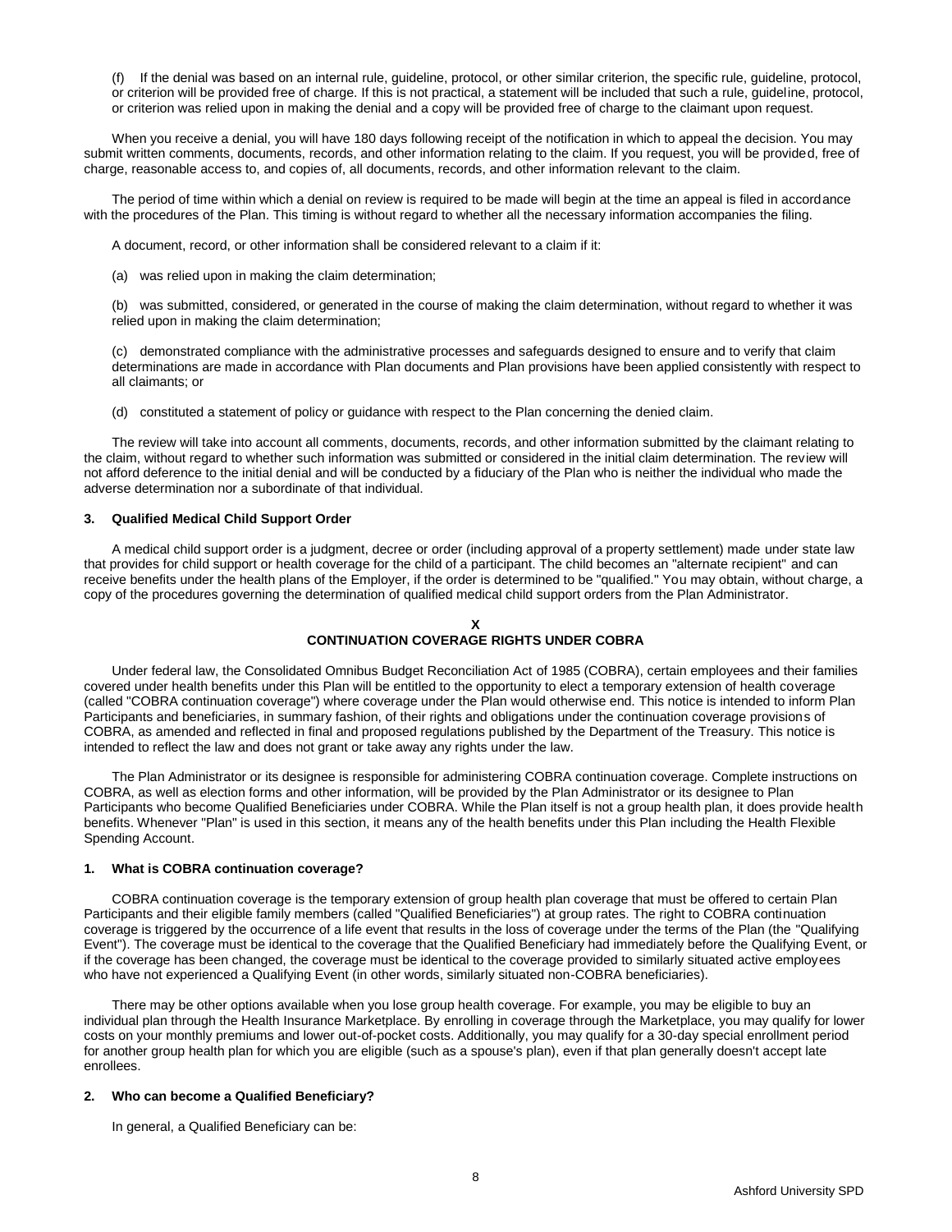(f) If the denial was based on an internal rule, guideline, protocol, or other similar criterion, the specific rule, guideline, protocol, or criterion will be provided free of charge. If this is not practical, a statement will be included that such a rule, guideline, protocol, or criterion was relied upon in making the denial and a copy will be provided free of charge to the claimant upon request.

When you receive a denial, you will have 180 days following receipt of the notification in which to appeal the decision. You may submit written comments, documents, records, and other information relating to the claim. If you request, you will be provided, free of charge, reasonable access to, and copies of, all documents, records, and other information relevant to the claim.

The period of time within which a denial on review is required to be made will begin at the time an appeal is filed in accordance with the procedures of the Plan. This timing is without regard to whether all the necessary information accompanies the filing.

A document, record, or other information shall be considered relevant to a claim if it:

(a) was relied upon in making the claim determination;

(b) was submitted, considered, or generated in the course of making the claim determination, without regard to whether it was relied upon in making the claim determination;

(c) demonstrated compliance with the administrative processes and safeguards designed to ensure and to verify that claim determinations are made in accordance with Plan documents and Plan provisions have been applied consistently with respect to all claimants; or

(d) constituted a statement of policy or guidance with respect to the Plan concerning the denied claim.

The review will take into account all comments, documents, records, and other information submitted by the claimant relating to the claim, without regard to whether such information was submitted or considered in the initial claim determination. The review will not afford deference to the initial denial and will be conducted by a fiduciary of the Plan who is neither the individual who made the adverse determination nor a subordinate of that individual.

### 3. Qualified Medical Child Support Order

A medical child support order is a judgment, decree or order (including approval of a property settlement) made under state law that provides for child support or health coverage for the child of a participant. The child becomes an "alternate recipient" and can receive benefits under the health plans of the Employer, if the order is determined to be "qualified." You may obtain, without charge, a copy of the procedures governing the determination of qualified medical child support orders from the Plan Administrator.

## X
## CONTINUATION COVERAGE RIGHTS UNDER COBRA

Under federal law, the Consolidated Omnibus Budget Reconciliation Act of 1985 (COBRA), certain employees and their families covered under health benefits under this Plan will be entitled to the opportunity to elect a temporary extension of health coverage (called "COBRA continuation coverage") where coverage under the Plan would otherwise end. This notice is intended to inform Plan Participants and beneficiaries, in summary fashion, of their rights and obligations under the continuation coverage provisions of COBRA, as amended and reflected in final and proposed regulations published by the Department of the Treasury. This notice is intended to reflect the law and does not grant or take away any rights under the law.

The Plan Administrator or its designee is responsible for administering COBRA continuation coverage. Complete instructions on COBRA, as well as election forms and other information, will be provided by the Plan Administrator or its designee to Plan Participants who become Qualified Beneficiaries under COBRA. While the Plan itself is not a group health plan, it does provide health benefits. Whenever "Plan" is used in this section, it means any of the health benefits under this Plan including the Health Flexible Spending Account.

### 1. What is COBRA continuation coverage?

COBRA continuation coverage is the temporary extension of group health plan coverage that must be offered to certain Plan Participants and their eligible family members (called "Qualified Beneficiaries") at group rates. The right to COBRA continuation coverage is triggered by the occurrence of a life event that results in the loss of coverage under the terms of the Plan (the "Qualifying Event"). The coverage must be identical to the coverage that the Qualified Beneficiary had immediately before the Qualifying Event, or if the coverage has been changed, the coverage must be identical to the coverage provided to similarly situated active employees who have not experienced a Qualifying Event (in other words, similarly situated non-COBRA beneficiaries).

There may be other options available when you lose group health coverage. For example, you may be eligible to buy an individual plan through the Health Insurance Marketplace. By enrolling in coverage through the Marketplace, you may qualify for lower costs on your monthly premiums and lower out-of-pocket costs. Additionally, you may qualify for a 30-day special enrollment period for another group health plan for which you are eligible (such as a spouse's plan), even if that plan generally doesn't accept late enrollees.

### 2. Who can become a Qualified Beneficiary?

In general, a Qualified Beneficiary can be: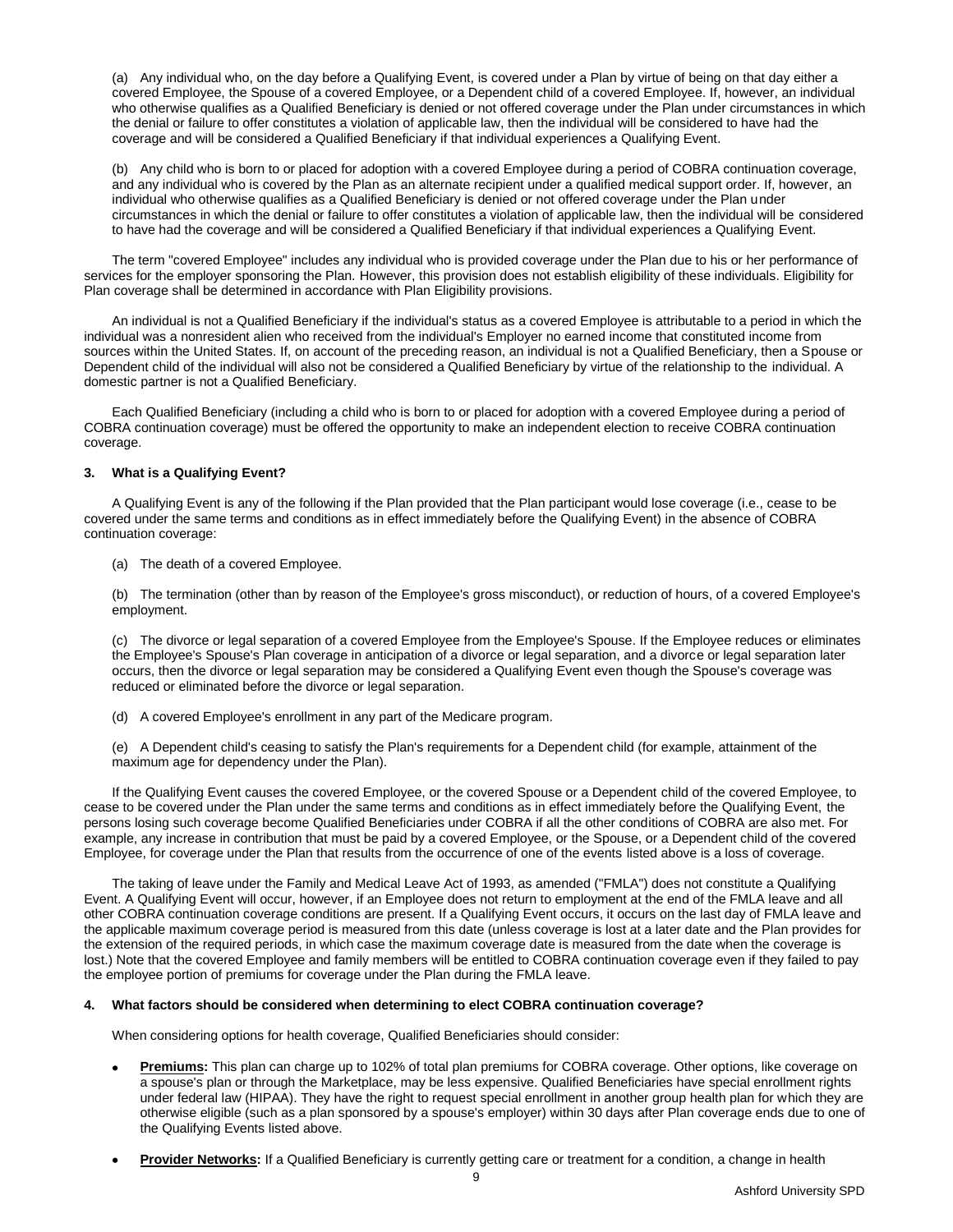(a) Any individual who, on the day before a Qualifying Event, is covered under a Plan by virtue of being on that day either a covered Employee, the Spouse of a covered Employee, or a Dependent child of a covered Employee. If, however, an individual who otherwise qualifies as a Qualified Beneficiary is denied or not offered coverage under the Plan under circumstances in which the denial or failure to offer constitutes a violation of applicable law, then the individual will be considered to have had the coverage and will be considered a Qualified Beneficiary if that individual experiences a Qualifying Event.

(b) Any child who is born to or placed for adoption with a covered Employee during a period of COBRA continuation coverage, and any individual who is covered by the Plan as an alternate recipient under a qualified medical support order. If, however, an individual who otherwise qualifies as a Qualified Beneficiary is denied or not offered coverage under the Plan under circumstances in which the denial or failure to offer constitutes a violation of applicable law, then the individual will be considered to have had the coverage and will be considered a Qualified Beneficiary if that individual experiences a Qualifying Event.

The term "covered Employee" includes any individual who is provided coverage under the Plan due to his or her performance of services for the employer sponsoring the Plan. However, this provision does not establish eligibility of these individuals. Eligibility for Plan coverage shall be determined in accordance with Plan Eligibility provisions.

An individual is not a Qualified Beneficiary if the individual's status as a covered Employee is attributable to a period in which the individual was a nonresident alien who received from the individual's Employer no earned income that constituted income from sources within the United States. If, on account of the preceding reason, an individual is not a Qualified Beneficiary, then a Spouse or Dependent child of the individual will also not be considered a Qualified Beneficiary by virtue of the relationship to the individual. A domestic partner is not a Qualified Beneficiary.

Each Qualified Beneficiary (including a child who is born to or placed for adoption with a covered Employee during a period of COBRA continuation coverage) must be offered the opportunity to make an independent election to receive COBRA continuation coverage.

**3. What is a Qualifying Event?**

A Qualifying Event is any of the following if the Plan provided that the Plan participant would lose coverage (i.e., cease to be covered under the same terms and conditions as in effect immediately before the Qualifying Event) in the absence of COBRA continuation coverage:

(a) The death of a covered Employee.

(b) The termination (other than by reason of the Employee's gross misconduct), or reduction of hours, of a covered Employee's employment.

(c) The divorce or legal separation of a covered Employee from the Employee's Spouse. If the Employee reduces or eliminates the Employee's Spouse's Plan coverage in anticipation of a divorce or legal separation, and a divorce or legal separation later occurs, then the divorce or legal separation may be considered a Qualifying Event even though the Spouse's coverage was reduced or eliminated before the divorce or legal separation.

(d) A covered Employee's enrollment in any part of the Medicare program.

(e) A Dependent child's ceasing to satisfy the Plan's requirements for a Dependent child (for example, attainment of the maximum age for dependency under the Plan).

If the Qualifying Event causes the covered Employee, or the covered Spouse or a Dependent child of the covered Employee, to cease to be covered under the Plan under the same terms and conditions as in effect immediately before the Qualifying Event, the persons losing such coverage become Qualified Beneficiaries under COBRA if all the other conditions of COBRA are also met. For example, any increase in contribution that must be paid by a covered Employee, or the Spouse, or a Dependent child of the covered Employee, for coverage under the Plan that results from the occurrence of one of the events listed above is a loss of coverage.

The taking of leave under the Family and Medical Leave Act of 1993, as amended ("FMLA") does not constitute a Qualifying Event. A Qualifying Event will occur, however, if an Employee does not return to employment at the end of the FMLA leave and all other COBRA continuation coverage conditions are present. If a Qualifying Event occurs, it occurs on the last day of FMLA leave and the applicable maximum coverage period is measured from this date (unless coverage is lost at a later date and the Plan provides for the extension of the required periods, in which case the maximum coverage date is measured from the date when the coverage is lost.) Note that the covered Employee and family members will be entitled to COBRA continuation coverage even if they failed to pay the employee portion of premiums for coverage under the Plan during the FMLA leave.

**4. What factors should be considered when determining to elect COBRA continuation coverage?**

When considering options for health coverage, Qualified Beneficiaries should consider:

- **Premiums:** This plan can charge up to 102% of total plan premiums for COBRA coverage. Other options, like coverage on a spouse's plan or through the Marketplace, may be less expensive. Qualified Beneficiaries have special enrollment rights under federal law (HIPAA). They have the right to request special enrollment in another group health plan for which they are otherwise eligible (such as a plan sponsored by a spouse's employer) within 30 days after Plan coverage ends due to one of the Qualifying Events listed above.

- **Provider Networks:** If a Qualified Beneficiary is currently getting care or treatment for a condition, a change in health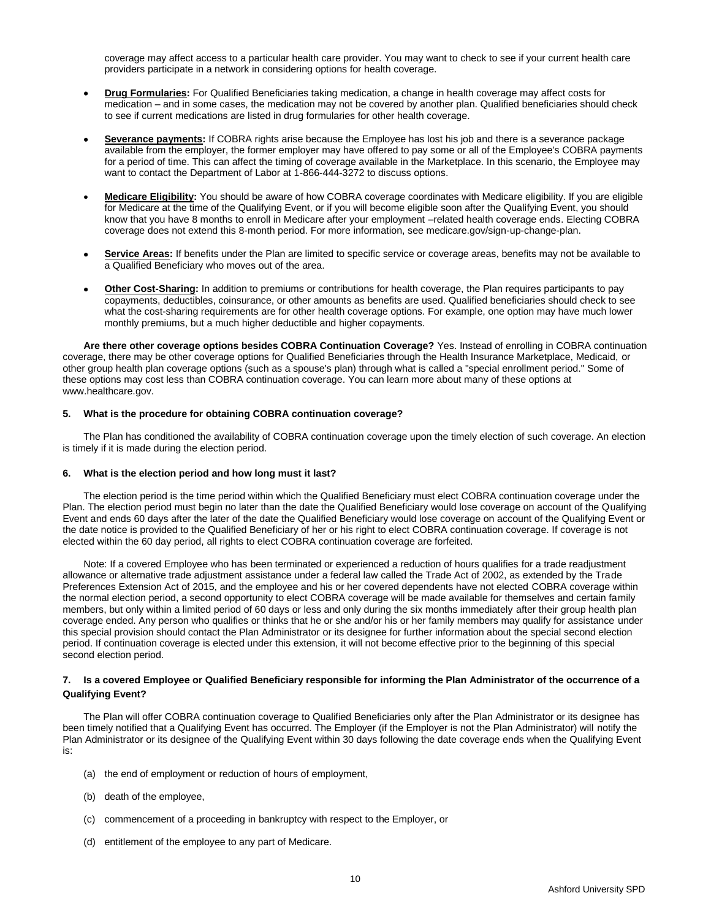coverage may affect access to a particular health care provider. You may want to check to see if your current health care providers participate in a network in considering options for health coverage.

- **Drug Formularies:** For Qualified Beneficiaries taking medication, a change in health coverage may affect costs for medication – and in some cases, the medication may not be covered by another plan. Qualified beneficiaries should check to see if current medications are listed in drug formularies for other health coverage.

- **Severance payments:** If COBRA rights arise because the Employee has lost his job and there is a severance package available from the employer, the former employer may have offered to pay some or all of the Employee's COBRA payments for a period of time. This can affect the timing of coverage available in the Marketplace. In this scenario, the Employee may want to contact the Department of Labor at 1-866-444-3272 to discuss options.

- **Medicare Eligibility:** You should be aware of how COBRA coverage coordinates with Medicare eligibility. If you are eligible for Medicare at the time of the Qualifying Event, or if you will become eligible soon after the Qualifying Event, you should know that you have 8 months to enroll in Medicare after your employment –related health coverage ends. Electing COBRA coverage does not extend this 8-month period. For more information, see medicare.gov/sign-up-change-plan.

- **Service Areas:** If benefits under the Plan are limited to specific service or coverage areas, benefits may not be available to a Qualified Beneficiary who moves out of the area.

- **Other Cost-Sharing:** In addition to premiums or contributions for health coverage, the Plan requires participants to pay copayments, deductibles, coinsurance, or other amounts as benefits are used. Qualified beneficiaries should check to see what the cost-sharing requirements are for other health coverage options. For example, one option may have much lower monthly premiums, but a much higher deductible and higher copayments.

**Are there other coverage options besides COBRA Continuation Coverage?** Yes. Instead of enrolling in COBRA continuation coverage, there may be other coverage options for Qualified Beneficiaries through the Health Insurance Marketplace, Medicaid, or other group health plan coverage options (such as a spouse's plan) through what is called a "special enrollment period." Some of these options may cost less than COBRA continuation coverage. You can learn more about many of these options at www.healthcare.gov.

**5. What is the procedure for obtaining COBRA continuation coverage?**

The Plan has conditioned the availability of COBRA continuation coverage upon the timely election of such coverage. An election is timely if it is made during the election period.

**6. What is the election period and how long must it last?**

The election period is the time period within which the Qualified Beneficiary must elect COBRA continuation coverage under the Plan. The election period must begin no later than the date the Qualified Beneficiary would lose coverage on account of the Qualifying Event and ends 60 days after the later of the date the Qualified Beneficiary would lose coverage on account of the Qualifying Event or the date notice is provided to the Qualified Beneficiary of her or his right to elect COBRA continuation coverage. If coverage is not elected within the 60 day period, all rights to elect COBRA continuation coverage are forfeited.

Note: If a covered Employee who has been terminated or experienced a reduction of hours qualifies for a trade readjustment allowance or alternative trade adjustment assistance under a federal law called the Trade Act of 2002, as extended by the Trade Preferences Extension Act of 2015, and the employee and his or her covered dependents have not elected COBRA coverage within the normal election period, a second opportunity to elect COBRA coverage will be made available for themselves and certain family members, but only within a limited period of 60 days or less and only during the six months immediately after their group health plan coverage ended. Any person who qualifies or thinks that he or she and/or his or her family members may qualify for assistance under this special provision should contact the Plan Administrator or its designee for further information about the special second election period. If continuation coverage is elected under this extension, it will not become effective prior to the beginning of this special second election period.

**7. Is a covered Employee or Qualified Beneficiary responsible for informing the Plan Administrator of the occurrence of a Qualifying Event?**

The Plan will offer COBRA continuation coverage to Qualified Beneficiaries only after the Plan Administrator or its designee has been timely notified that a Qualifying Event has occurred. The Employer (if the Employer is not the Plan Administrator) will notify the Plan Administrator or its designee of the Qualifying Event within 30 days following the date coverage ends when the Qualifying Event is:

(a) the end of employment or reduction of hours of employment,

(b) death of the employee,

(c) commencement of a proceeding in bankruptcy with respect to the Employer, or

(d) entitlement of the employee to any part of Medicare.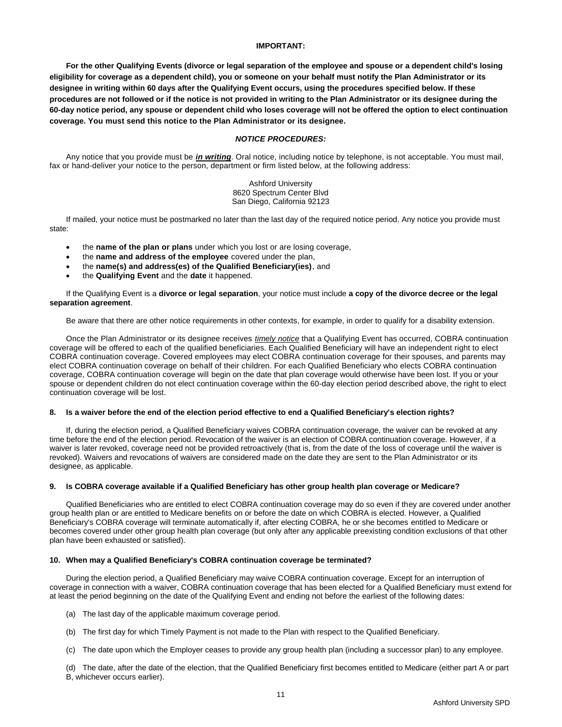**IMPORTANT:**

**For the other Qualifying Events (divorce or legal separation of the employee and spouse or a dependent child's losing eligibility for coverage as a dependent child), you or someone on your behalf must notify the Plan Administrator or its designee in writing within 60 days after the Qualifying Event occurs, using the procedures specified below. If these procedures are not followed or if the notice is not provided in writing to the Plan Administrator or its designee during the 60-day notice period, any spouse or dependent child who loses coverage will not be offered the option to elect continuation coverage. You must send this notice to the Plan Administrator or its designee.**

***NOTICE PROCEDURES:***

Any notice that you provide must be ***in writing***. Oral notice, including notice by telephone, is not acceptable. You must mail, fax or hand-deliver your notice to the person, department or firm listed below, at the following address:

Ashford University
8620 Spectrum Center Blvd
San Diego, California 92123

If mailed, your notice must be postmarked no later than the last day of the required notice period. Any notice you provide must state:

- the **name of the plan or plans** under which you lost or are losing coverage,
- the **name and address of the employee** covered under the plan,
- the **name(s) and address(es) of the Qualified Beneficiary(ies)**, and
- the **Qualifying Event** and the **date** it happened.

If the Qualifying Event is a **divorce or legal separation**, your notice must include **a copy of the divorce decree or the legal separation agreement**.

Be aware that there are other notice requirements in other contexts, for example, in order to qualify for a disability extension.

Once the Plan Administrator or its designee receives *timely notice* that a Qualifying Event has occurred, COBRA continuation coverage will be offered to each of the qualified beneficiaries. Each Qualified Beneficiary will have an independent right to elect COBRA continuation coverage. Covered employees may elect COBRA continuation coverage for their spouses, and parents may elect COBRA continuation coverage on behalf of their children. For each Qualified Beneficiary who elects COBRA continuation coverage, COBRA continuation coverage will begin on the date that plan coverage would otherwise have been lost. If you or your spouse or dependent children do not elect continuation coverage within the 60-day election period described above, the right to elect continuation coverage will be lost.

**8. Is a waiver before the end of the election period effective to end a Qualified Beneficiary's election rights?**

If, during the election period, a Qualified Beneficiary waives COBRA continuation coverage, the waiver can be revoked at any time before the end of the election period. Revocation of the waiver is an election of COBRA continuation coverage. However, if a waiver is later revoked, coverage need not be provided retroactively (that is, from the date of the loss of coverage until the waiver is revoked). Waivers and revocations of waivers are considered made on the date they are sent to the Plan Administrator or its designee, as applicable.

**9. Is COBRA coverage available if a Qualified Beneficiary has other group health plan coverage or Medicare?**

Qualified Beneficiaries who are entitled to elect COBRA continuation coverage may do so even if they are covered under another group health plan or are entitled to Medicare benefits on or before the date on which COBRA is elected. However, a Qualified Beneficiary's COBRA coverage will terminate automatically if, after electing COBRA, he or she becomes entitled to Medicare or becomes covered under other group health plan coverage (but only after any applicable preexisting condition exclusions of that other plan have been exhausted or satisfied).

**10. When may a Qualified Beneficiary's COBRA continuation coverage be terminated?**

During the election period, a Qualified Beneficiary may waive COBRA continuation coverage. Except for an interruption of coverage in connection with a waiver, COBRA continuation coverage that has been elected for a Qualified Beneficiary must extend for at least the period beginning on the date of the Qualifying Event and ending not before the earliest of the following dates:

(a) The last day of the applicable maximum coverage period.

(b) The first day for which Timely Payment is not made to the Plan with respect to the Qualified Beneficiary.

(c) The date upon which the Employer ceases to provide any group health plan (including a successor plan) to any employee.

(d) The date, after the date of the election, that the Qualified Beneficiary first becomes entitled to Medicare (either part A or part B, whichever occurs earlier).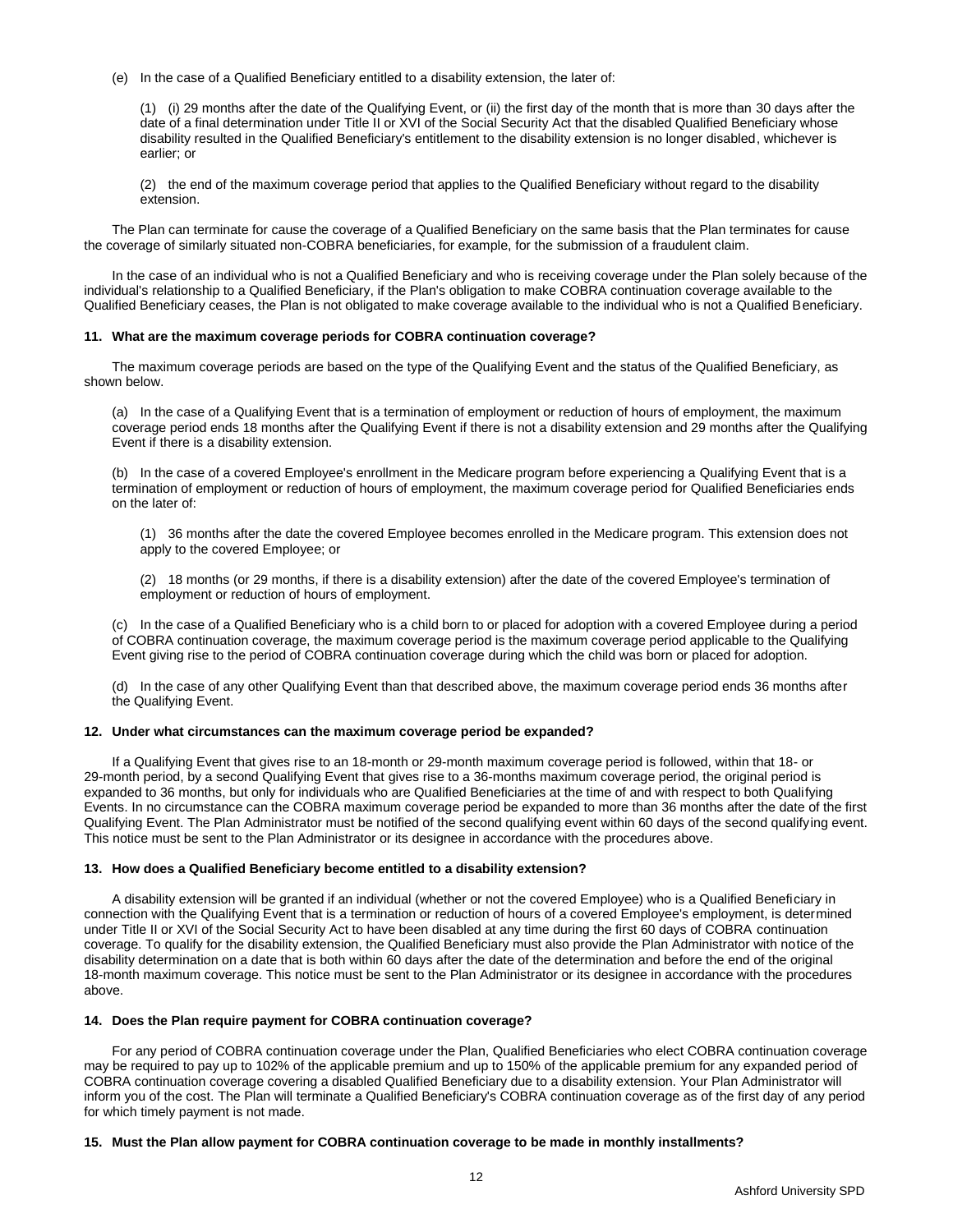(e) In the case of a Qualified Beneficiary entitled to a disability extension, the later of:

(1) (i) 29 months after the date of the Qualifying Event, or (ii) the first day of the month that is more than 30 days after the date of a final determination under Title II or XVI of the Social Security Act that the disabled Qualified Beneficiary whose disability resulted in the Qualified Beneficiary's entitlement to the disability extension is no longer disabled, whichever is earlier; or

(2) the end of the maximum coverage period that applies to the Qualified Beneficiary without regard to the disability extension.

The Plan can terminate for cause the coverage of a Qualified Beneficiary on the same basis that the Plan terminates for cause the coverage of similarly situated non-COBRA beneficiaries, for example, for the submission of a fraudulent claim.

In the case of an individual who is not a Qualified Beneficiary and who is receiving coverage under the Plan solely because of the individual's relationship to a Qualified Beneficiary, if the Plan's obligation to make COBRA continuation coverage available to the Qualified Beneficiary ceases, the Plan is not obligated to make coverage available to the individual who is not a Qualified Beneficiary.

**11. What are the maximum coverage periods for COBRA continuation coverage?**

The maximum coverage periods are based on the type of the Qualifying Event and the status of the Qualified Beneficiary, as shown below.

(a) In the case of a Qualifying Event that is a termination of employment or reduction of hours of employment, the maximum coverage period ends 18 months after the Qualifying Event if there is not a disability extension and 29 months after the Qualifying Event if there is a disability extension.

(b) In the case of a covered Employee's enrollment in the Medicare program before experiencing a Qualifying Event that is a termination of employment or reduction of hours of employment, the maximum coverage period for Qualified Beneficiaries ends on the later of:

(1) 36 months after the date the covered Employee becomes enrolled in the Medicare program. This extension does not apply to the covered Employee; or

(2) 18 months (or 29 months, if there is a disability extension) after the date of the covered Employee's termination of employment or reduction of hours of employment.

(c) In the case of a Qualified Beneficiary who is a child born to or placed for adoption with a covered Employee during a period of COBRA continuation coverage, the maximum coverage period is the maximum coverage period applicable to the Qualifying Event giving rise to the period of COBRA continuation coverage during which the child was born or placed for adoption.

(d) In the case of any other Qualifying Event than that described above, the maximum coverage period ends 36 months after the Qualifying Event.

**12. Under what circumstances can the maximum coverage period be expanded?**

If a Qualifying Event that gives rise to an 18-month or 29-month maximum coverage period is followed, within that 18- or 29-month period, by a second Qualifying Event that gives rise to a 36-months maximum coverage period, the original period is expanded to 36 months, but only for individuals who are Qualified Beneficiaries at the time of and with respect to both Qualifying Events. In no circumstance can the COBRA maximum coverage period be expanded to more than 36 months after the date of the first Qualifying Event. The Plan Administrator must be notified of the second qualifying event within 60 days of the second qualifying event. This notice must be sent to the Plan Administrator or its designee in accordance with the procedures above.

**13. How does a Qualified Beneficiary become entitled to a disability extension?**

A disability extension will be granted if an individual (whether or not the covered Employee) who is a Qualified Beneficiary in connection with the Qualifying Event that is a termination or reduction of hours of a covered Employee's employment, is determined under Title II or XVI of the Social Security Act to have been disabled at any time during the first 60 days of COBRA continuation coverage. To qualify for the disability extension, the Qualified Beneficiary must also provide the Plan Administrator with notice of the disability determination on a date that is both within 60 days after the date of the determination and before the end of the original 18-month maximum coverage. This notice must be sent to the Plan Administrator or its designee in accordance with the procedures above.

**14. Does the Plan require payment for COBRA continuation coverage?**

For any period of COBRA continuation coverage under the Plan, Qualified Beneficiaries who elect COBRA continuation coverage may be required to pay up to 102% of the applicable premium and up to 150% of the applicable premium for any expanded period of COBRA continuation coverage covering a disabled Qualified Beneficiary due to a disability extension. Your Plan Administrator will inform you of the cost. The Plan will terminate a Qualified Beneficiary's COBRA continuation coverage as of the first day of any period for which timely payment is not made.

**15. Must the Plan allow payment for COBRA continuation coverage to be made in monthly installments?**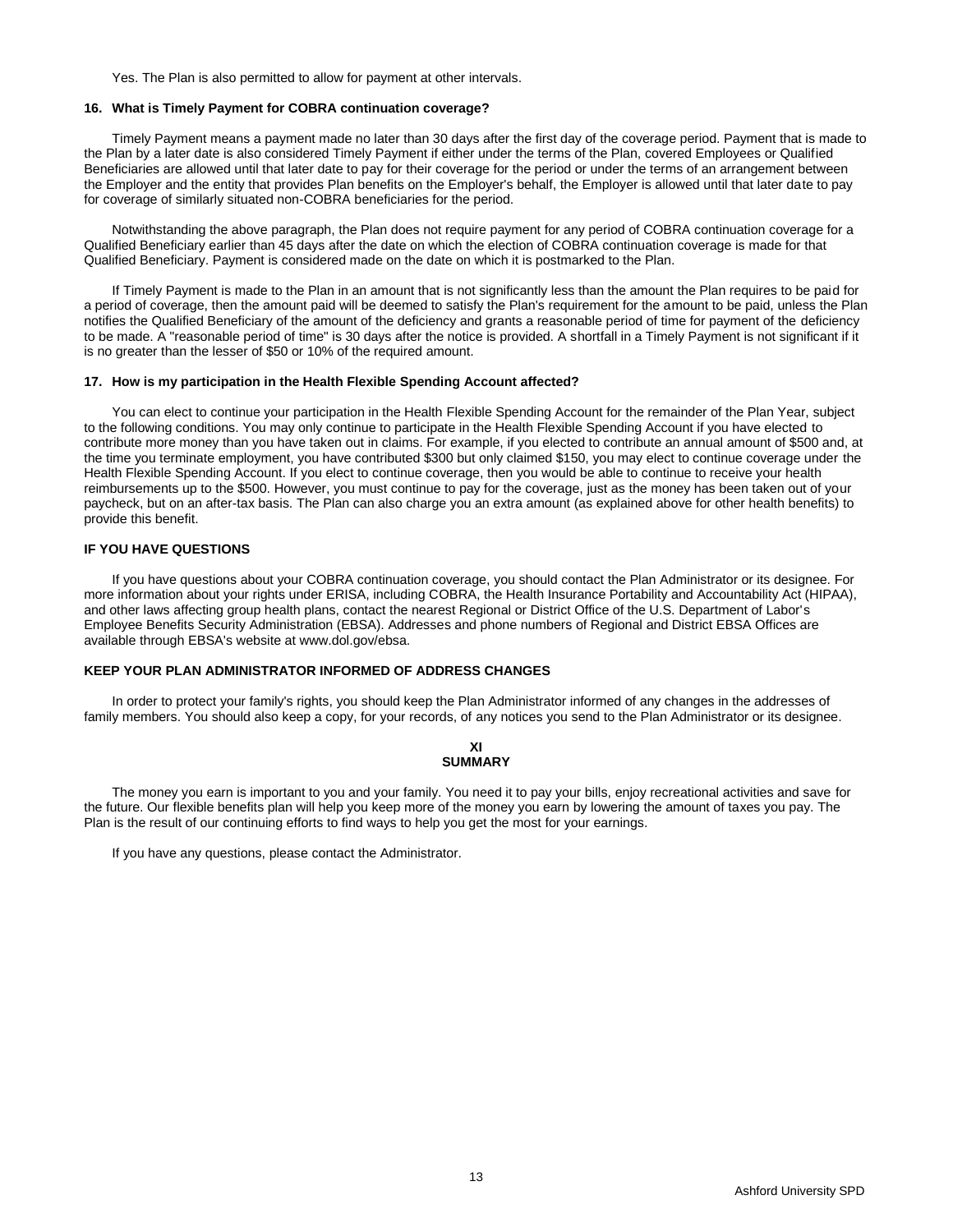Yes. The Plan is also permitted to allow for payment at other intervals.

**16. What is Timely Payment for COBRA continuation coverage?**

Timely Payment means a payment made no later than 30 days after the first day of the coverage period. Payment that is made to the Plan by a later date is also considered Timely Payment if either under the terms of the Plan, covered Employees or Qualified Beneficiaries are allowed until that later date to pay for their coverage for the period or under the terms of an arrangement between the Employer and the entity that provides Plan benefits on the Employer's behalf, the Employer is allowed until that later date to pay for coverage of similarly situated non-COBRA beneficiaries for the period.

Notwithstanding the above paragraph, the Plan does not require payment for any period of COBRA continuation coverage for a Qualified Beneficiary earlier than 45 days after the date on which the election of COBRA continuation coverage is made for that Qualified Beneficiary. Payment is considered made on the date on which it is postmarked to the Plan.

If Timely Payment is made to the Plan in an amount that is not significantly less than the amount the Plan requires to be paid for a period of coverage, then the amount paid will be deemed to satisfy the Plan's requirement for the amount to be paid, unless the Plan notifies the Qualified Beneficiary of the amount of the deficiency and grants a reasonable period of time for payment of the deficiency to be made. A "reasonable period of time" is 30 days after the notice is provided. A shortfall in a Timely Payment is not significant if it is no greater than the lesser of $50 or 10% of the required amount.

**17. How is my participation in the Health Flexible Spending Account affected?**

You can elect to continue your participation in the Health Flexible Spending Account for the remainder of the Plan Year, subject to the following conditions. You may only continue to participate in the Health Flexible Spending Account if you have elected to contribute more money than you have taken out in claims. For example, if you elected to contribute an annual amount of $500 and, at the time you terminate employment, you have contributed $300 but only claimed $150, you may elect to continue coverage under the Health Flexible Spending Account. If you elect to continue coverage, then you would be able to continue to receive your health reimbursements up to the $500. However, you must continue to pay for the coverage, just as the money has been taken out of your paycheck, but on an after-tax basis. The Plan can also charge you an extra amount (as explained above for other health benefits) to provide this benefit.

**IF YOU HAVE QUESTIONS**

If you have questions about your COBRA continuation coverage, you should contact the Plan Administrator or its designee. For more information about your rights under ERISA, including COBRA, the Health Insurance Portability and Accountability Act (HIPAA), and other laws affecting group health plans, contact the nearest Regional or District Office of the U.S. Department of Labor's Employee Benefits Security Administration (EBSA). Addresses and phone numbers of Regional and District EBSA Offices are available through EBSA's website at www.dol.gov/ebsa.

**KEEP YOUR PLAN ADMINISTRATOR INFORMED OF ADDRESS CHANGES**

In order to protect your family's rights, you should keep the Plan Administrator informed of any changes in the addresses of family members. You should also keep a copy, for your records, of any notices you send to the Plan Administrator or its designee.

## XI
## SUMMARY

The money you earn is important to you and your family. You need it to pay your bills, enjoy recreational activities and save for the future. Our flexible benefits plan will help you keep more of the money you earn by lowering the amount of taxes you pay. The Plan is the result of our continuing efforts to find ways to help you get the most for your earnings.

If you have any questions, please contact the Administrator.